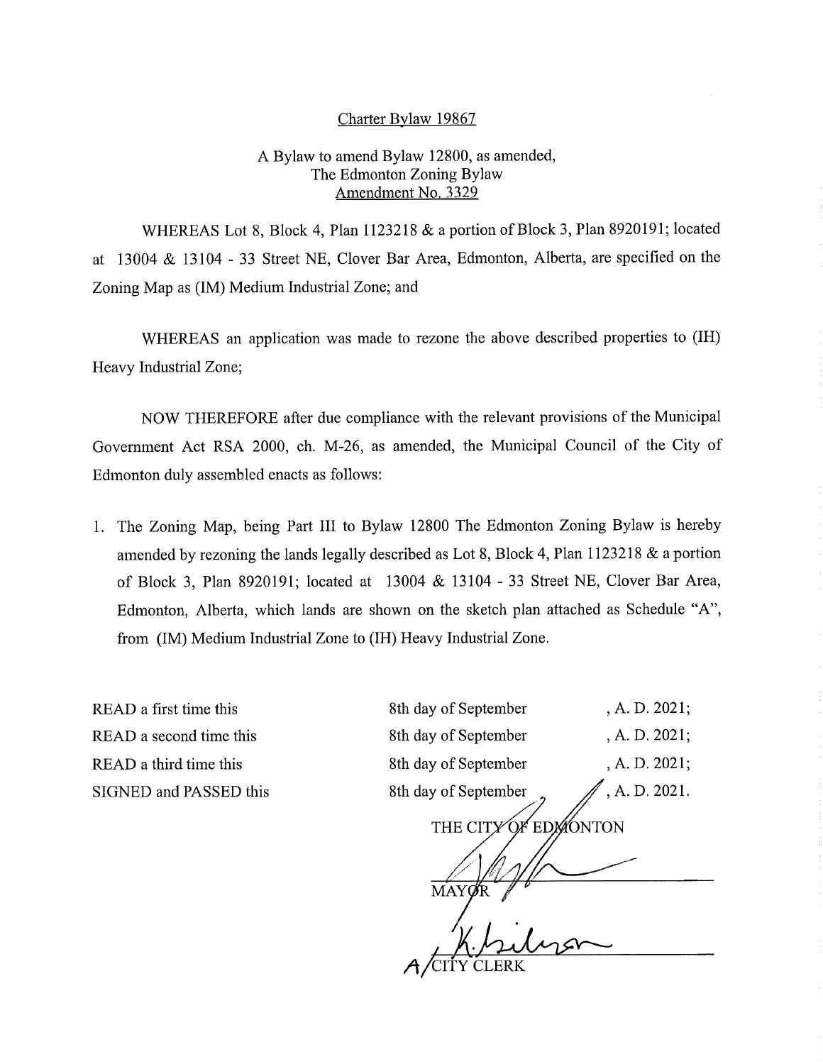Charter Bylaw 19867

A Bylaw to amend Bylaw 12800, as amended,
The Edmonton Zoning Bylaw
Amendment No. 3329

WHEREAS Lot 8, Block 4, Plan 1123218 & a portion of Block 3, Plan 8920191; located at 13004 & 13104 - 33 Street NE, Clover Bar Area, Edmonton, Alberta, are specified on the Zoning Map as (IM) Medium Industrial Zone; and

WHEREAS an application was made to rezone the above described properties to (IH) Heavy Industrial Zone;

NOW THEREFORE after due compliance with the relevant provisions of the Municipal Government Act RSA 2000, ch. M-26, as amended, the Municipal Council of the City of Edmonton duly assembled enacts as follows:

1. The Zoning Map, being Part III to Bylaw 12800 The Edmonton Zoning Bylaw is hereby amended by rezoning the lands legally described as Lot 8, Block 4, Plan 1123218 & a portion of Block 3, Plan 8920191; located at 13004 & 13104 - 33 Street NE, Clover Bar Area, Edmonton, Alberta, which lands are shown on the sketch plan attached as Schedule "A", from (IM) Medium Industrial Zone to (IH) Heavy Industrial Zone.

| | | |
|---|---|---|
| READ a first time this | 8th day of September | , A. D. 2021; |
| READ a second time this | 8th day of September | , A. D. 2021; |
| READ a third time this | 8th day of September | , A. D. 2021; |
| SIGNED and PASSED this | 8th day of September | , A. D. 2021. |

THE CITY OF EDMONTON

MAYOR

A/CITY CLERK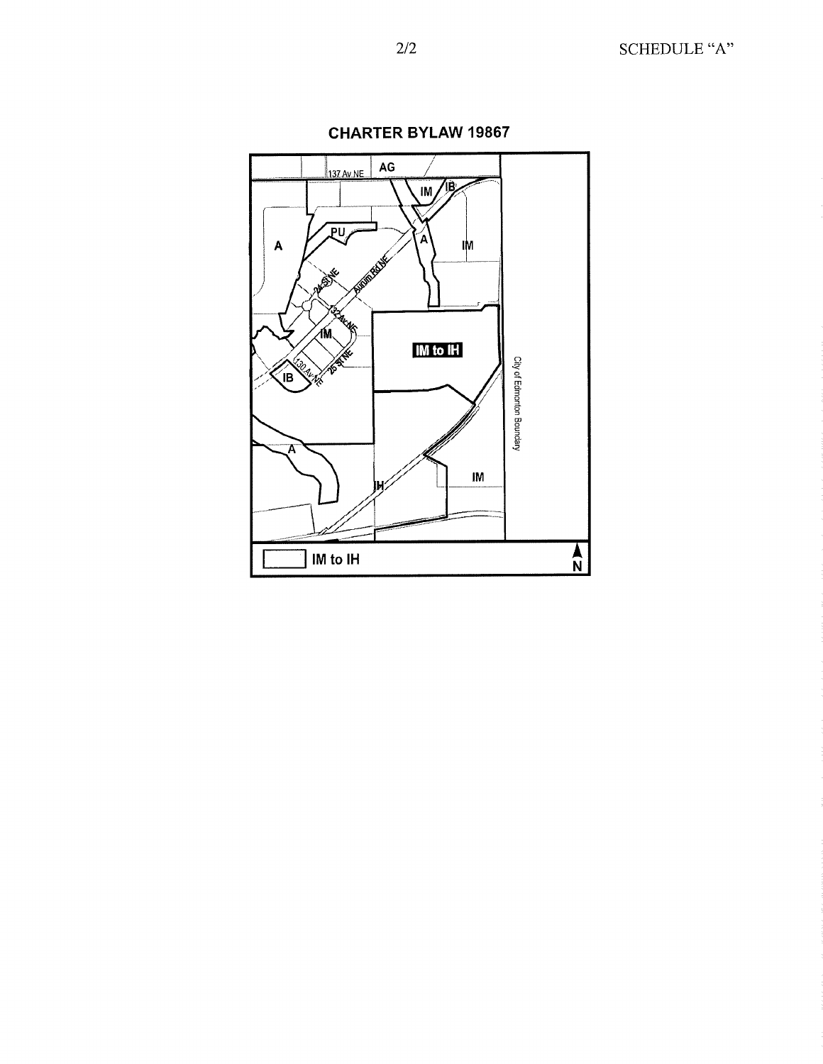SCHEDULE "A"

**CHARTER BYLAW 19867**

AG

137 Av NE

IM

IB

PU

A

A

IM

24 St NE

Aurum Rd NE

32 Av NE

IM

25 St NE

130 Av NE

IB

IM to IH

City of Edmonton Boundary

A

IH

IM

IM to IH

N